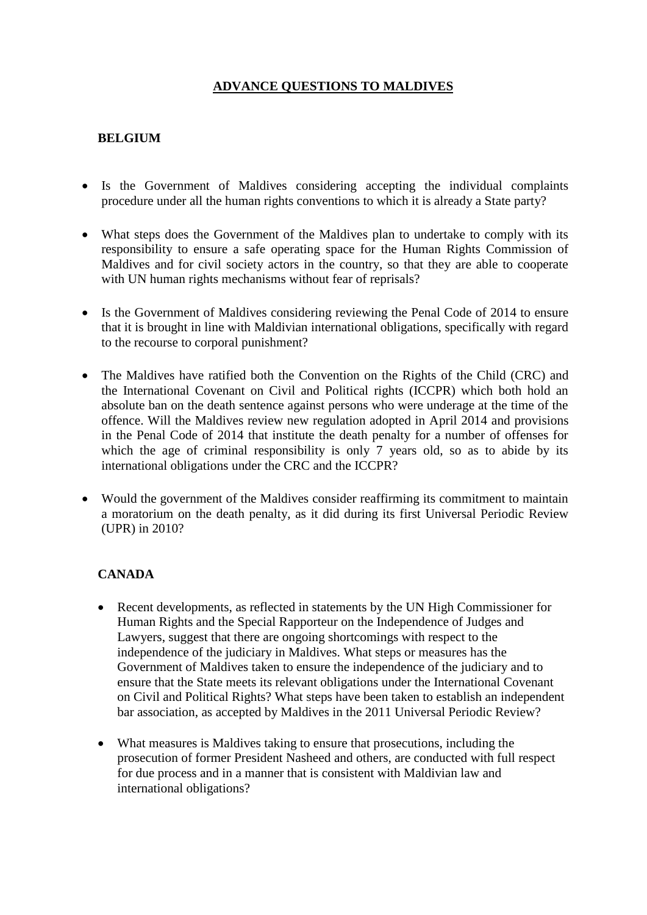# ADVANCE QUESTIONS TO MALDIVES

## BELGIUM

- Is the Government of Maldives considering accepting the individual complaints procedure under all the human rights conventions to which it is already a State party?

- What steps does the Government of the Maldives plan to undertake to comply with its responsibility to ensure a safe operating space for the Human Rights Commission of Maldives and for civil society actors in the country, so that they are able to cooperate with UN human rights mechanisms without fear of reprisals?

- Is the Government of Maldives considering reviewing the Penal Code of 2014 to ensure that it is brought in line with Maldivian international obligations, specifically with regard to the recourse to corporal punishment?

- The Maldives have ratified both the Convention on the Rights of the Child (CRC) and the International Covenant on Civil and Political rights (ICCPR) which both hold an absolute ban on the death sentence against persons who were underage at the time of the offence. Will the Maldives review new regulation adopted in April 2014 and provisions in the Penal Code of 2014 that institute the death penalty for a number of offenses for which the age of criminal responsibility is only 7 years old, so as to abide by its international obligations under the CRC and the ICCPR?

- Would the government of the Maldives consider reaffirming its commitment to maintain a moratorium on the death penalty, as it did during its first Universal Periodic Review (UPR) in 2010?

## CANADA

- Recent developments, as reflected in statements by the UN High Commissioner for Human Rights and the Special Rapporteur on the Independence of Judges and Lawyers, suggest that there are ongoing shortcomings with respect to the independence of the judiciary in Maldives. What steps or measures has the Government of Maldives taken to ensure the independence of the judiciary and to ensure that the State meets its relevant obligations under the International Covenant on Civil and Political Rights? What steps have been taken to establish an independent bar association, as accepted by Maldives in the 2011 Universal Periodic Review?

- What measures is Maldives taking to ensure that prosecutions, including the prosecution of former President Nasheed and others, are conducted with full respect for due process and in a manner that is consistent with Maldivian law and international obligations?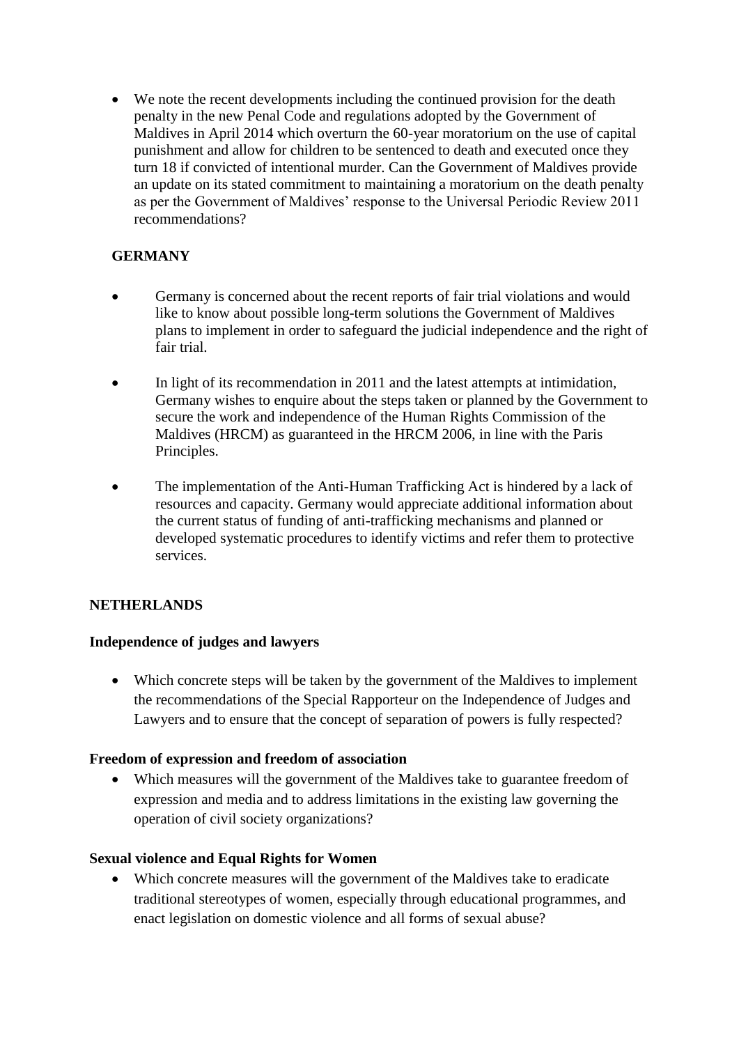- We note the recent developments including the continued provision for the death penalty in the new Penal Code and regulations adopted by the Government of Maldives in April 2014 which overturn the 60-year moratorium on the use of capital punishment and allow for children to be sentenced to death and executed once they turn 18 if convicted of intentional murder. Can the Government of Maldives provide an update on its stated commitment to maintaining a moratorium on the death penalty as per the Government of Maldives' response to the Universal Periodic Review 2011 recommendations?

**GERMANY**

- Germany is concerned about the recent reports of fair trial violations and would like to know about possible long-term solutions the Government of Maldives plans to implement in order to safeguard the judicial independence and the right of fair trial.
- In light of its recommendation in 2011 and the latest attempts at intimidation, Germany wishes to enquire about the steps taken or planned by the Government to secure the work and independence of the Human Rights Commission of the Maldives (HRCM) as guaranteed in the HRCM 2006, in line with the Paris Principles.
- The implementation of the Anti-Human Trafficking Act is hindered by a lack of resources and capacity. Germany would appreciate additional information about the current status of funding of anti-trafficking mechanisms and planned or developed systematic procedures to identify victims and refer them to protective services.

**NETHERLANDS**

**Independence of judges and lawyers**

- Which concrete steps will be taken by the government of the Maldives to implement the recommendations of the Special Rapporteur on the Independence of Judges and Lawyers and to ensure that the concept of separation of powers is fully respected?

**Freedom of expression and freedom of association**

- Which measures will the government of the Maldives take to guarantee freedom of expression and media and to address limitations in the existing law governing the operation of civil society organizations?

**Sexual violence and Equal Rights for Women**

- Which concrete measures will the government of the Maldives take to eradicate traditional stereotypes of women, especially through educational programmes, and enact legislation on domestic violence and all forms of sexual abuse?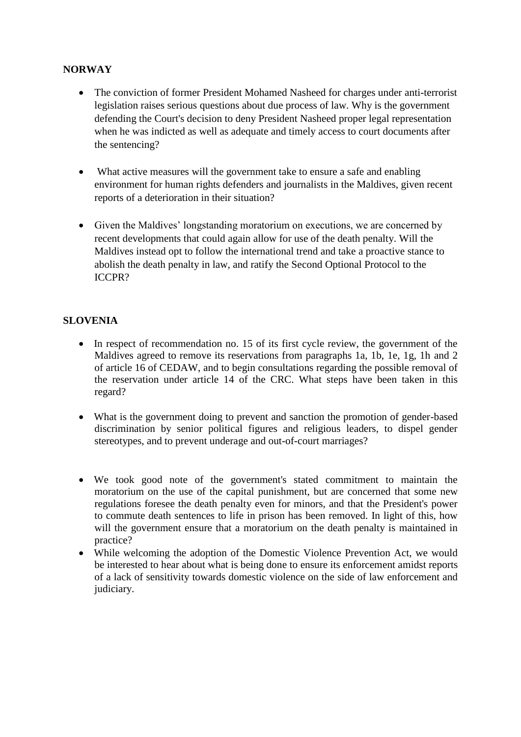**NORWAY**

- The conviction of former President Mohamed Nasheed for charges under anti-terrorist legislation raises serious questions about due process of law. Why is the government defending the Court's decision to deny President Nasheed proper legal representation when he was indicted as well as adequate and timely access to court documents after the sentencing?

- What active measures will the government take to ensure a safe and enabling environment for human rights defenders and journalists in the Maldives, given recent reports of a deterioration in their situation?

- Given the Maldives' longstanding moratorium on executions, we are concerned by recent developments that could again allow for use of the death penalty. Will the Maldives instead opt to follow the international trend and take a proactive stance to abolish the death penalty in law, and ratify the Second Optional Protocol to the ICCPR?

**SLOVENIA**

- In respect of recommendation no. 15 of its first cycle review, the government of the Maldives agreed to remove its reservations from paragraphs 1a, 1b, 1e, 1g, 1h and 2 of article 16 of CEDAW, and to begin consultations regarding the possible removal of the reservation under article 14 of the CRC. What steps have been taken in this regard?

- What is the government doing to prevent and sanction the promotion of gender-based discrimination by senior political figures and religious leaders, to dispel gender stereotypes, and to prevent underage and out-of-court marriages?

- We took good note of the government's stated commitment to maintain the moratorium on the use of the capital punishment, but are concerned that some new regulations foresee the death penalty even for minors, and that the President's power to commute death sentences to life in prison has been removed. In light of this, how will the government ensure that a moratorium on the death penalty is maintained in practice?
- While welcoming the adoption of the Domestic Violence Prevention Act, we would be interested to hear about what is being done to ensure its enforcement amidst reports of a lack of sensitivity towards domestic violence on the side of law enforcement and judiciary.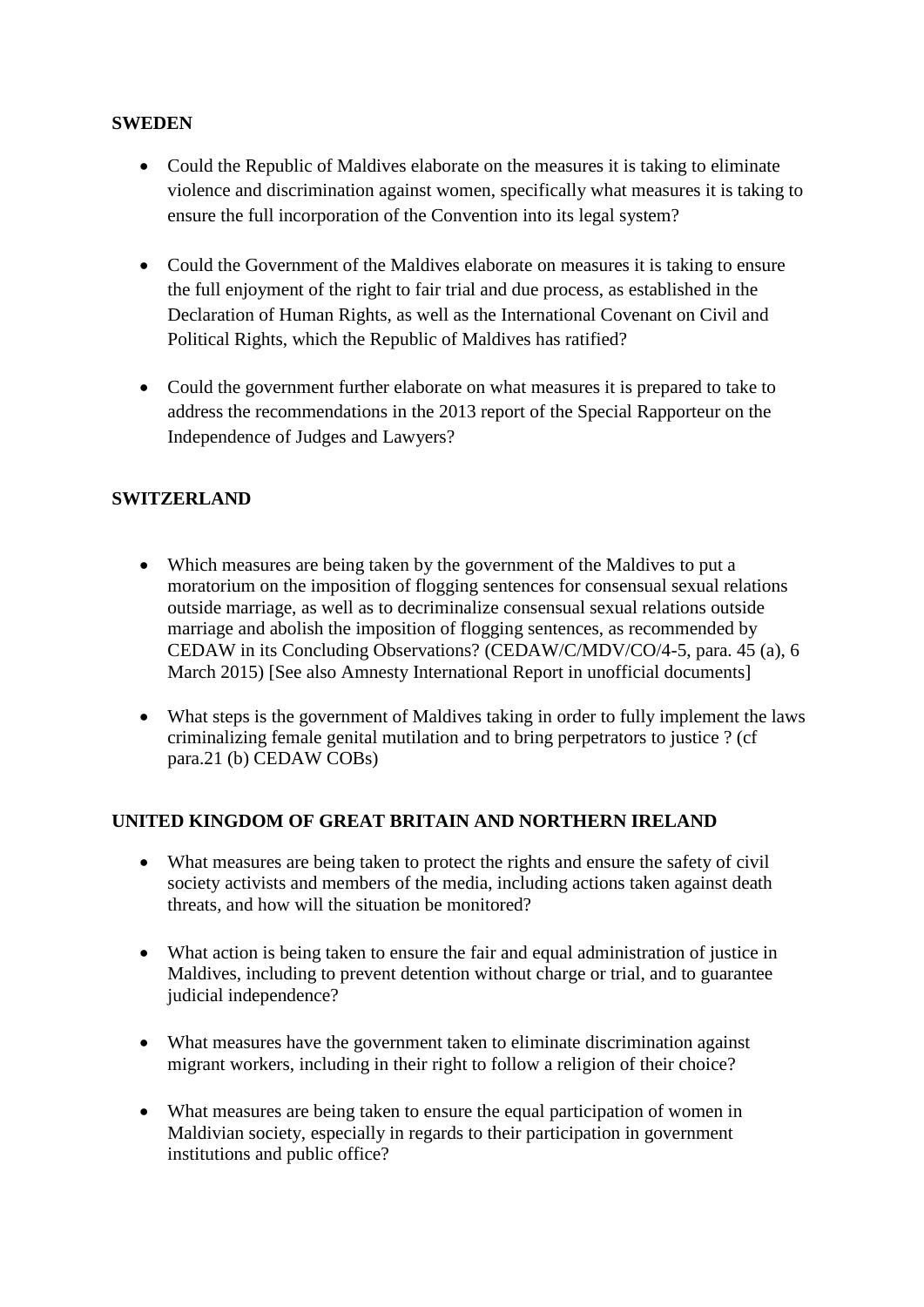**SWEDEN**

- Could the Republic of Maldives elaborate on the measures it is taking to eliminate violence and discrimination against women, specifically what measures it is taking to ensure the full incorporation of the Convention into its legal system?

- Could the Government of the Maldives elaborate on measures it is taking to ensure the full enjoyment of the right to fair trial and due process, as established in the Declaration of Human Rights, as well as the International Covenant on Civil and Political Rights, which the Republic of Maldives has ratified?

- Could the government further elaborate on what measures it is prepared to take to address the recommendations in the 2013 report of the Special Rapporteur on the Independence of Judges and Lawyers?

**SWITZERLAND**

- Which measures are being taken by the government of the Maldives to put a moratorium on the imposition of flogging sentences for consensual sexual relations outside marriage, as well as to decriminalize consensual sexual relations outside marriage and abolish the imposition of flogging sentences, as recommended by CEDAW in its Concluding Observations? (CEDAW/C/MDV/CO/4-5, para. 45 (a), 6 March 2015) [See also Amnesty International Report in unofficial documents]

- What steps is the government of Maldives taking in order to fully implement the laws criminalizing female genital mutilation and to bring perpetrators to justice ? (cf para.21 (b) CEDAW COBs)

**UNITED KINGDOM OF GREAT BRITAIN AND NORTHERN IRELAND**

- What measures are being taken to protect the rights and ensure the safety of civil society activists and members of the media, including actions taken against death threats, and how will the situation be monitored?

- What action is being taken to ensure the fair and equal administration of justice in Maldives, including to prevent detention without charge or trial, and to guarantee judicial independence?

- What measures have the government taken to eliminate discrimination against migrant workers, including in their right to follow a religion of their choice?

- What measures are being taken to ensure the equal participation of women in Maldivian society, especially in regards to their participation in government institutions and public office?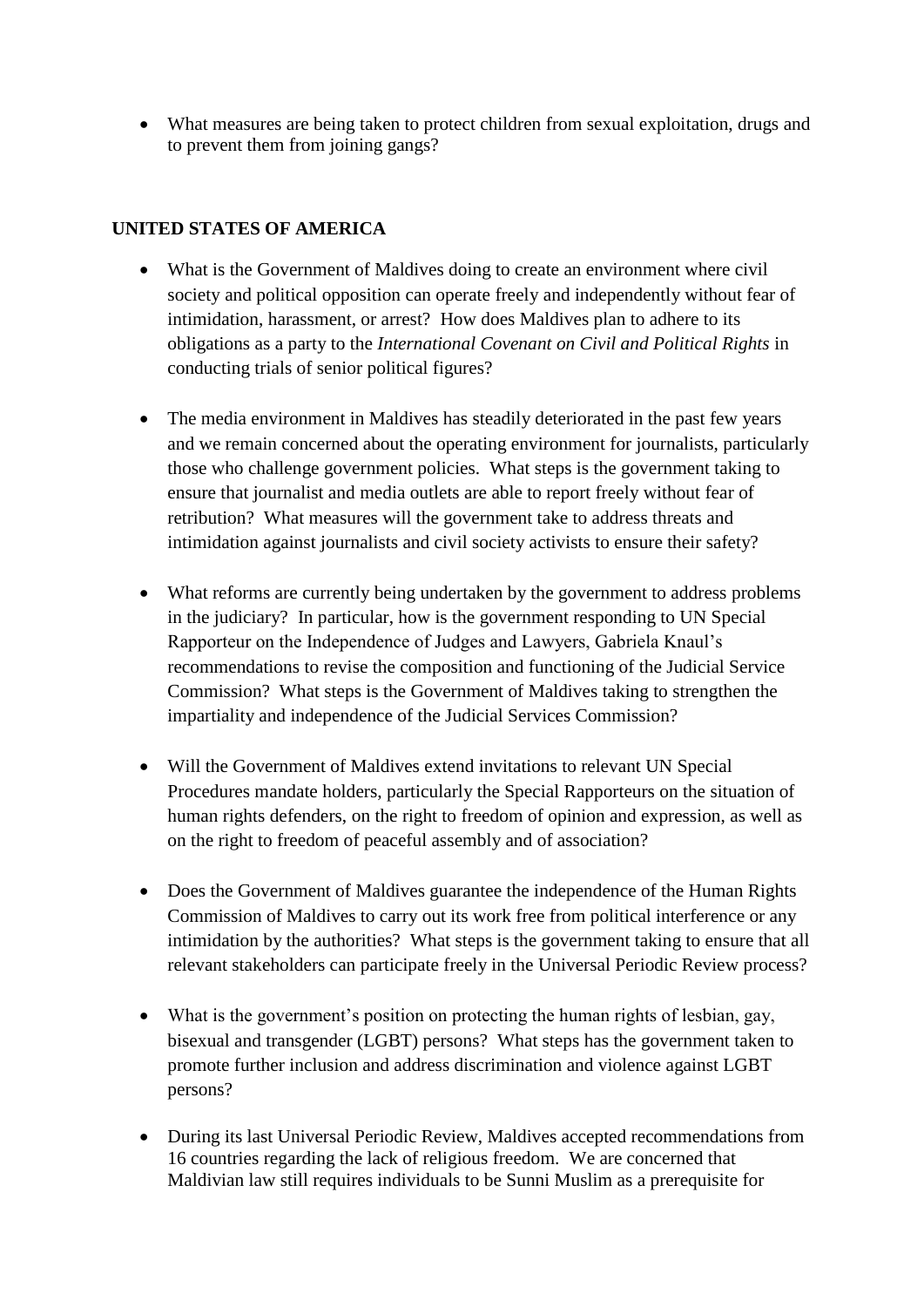- What measures are being taken to protect children from sexual exploitation, drugs and to prevent them from joining gangs?

**UNITED STATES OF AMERICA**

- What is the Government of Maldives doing to create an environment where civil society and political opposition can operate freely and independently without fear of intimidation, harassment, or arrest? How does Maldives plan to adhere to its obligations as a party to the *International Covenant on Civil and Political Rights* in conducting trials of senior political figures?

- The media environment in Maldives has steadily deteriorated in the past few years and we remain concerned about the operating environment for journalists, particularly those who challenge government policies. What steps is the government taking to ensure that journalist and media outlets are able to report freely without fear of retribution? What measures will the government take to address threats and intimidation against journalists and civil society activists to ensure their safety?

- What reforms are currently being undertaken by the government to address problems in the judiciary? In particular, how is the government responding to UN Special Rapporteur on the Independence of Judges and Lawyers, Gabriela Knaul's recommendations to revise the composition and functioning of the Judicial Service Commission? What steps is the Government of Maldives taking to strengthen the impartiality and independence of the Judicial Services Commission?

- Will the Government of Maldives extend invitations to relevant UN Special Procedures mandate holders, particularly the Special Rapporteurs on the situation of human rights defenders, on the right to freedom of opinion and expression, as well as on the right to freedom of peaceful assembly and of association?

- Does the Government of Maldives guarantee the independence of the Human Rights Commission of Maldives to carry out its work free from political interference or any intimidation by the authorities? What steps is the government taking to ensure that all relevant stakeholders can participate freely in the Universal Periodic Review process?

- What is the government's position on protecting the human rights of lesbian, gay, bisexual and transgender (LGBT) persons? What steps has the government taken to promote further inclusion and address discrimination and violence against LGBT persons?

- During its last Universal Periodic Review, Maldives accepted recommendations from 16 countries regarding the lack of religious freedom. We are concerned that Maldivian law still requires individuals to be Sunni Muslim as a prerequisite for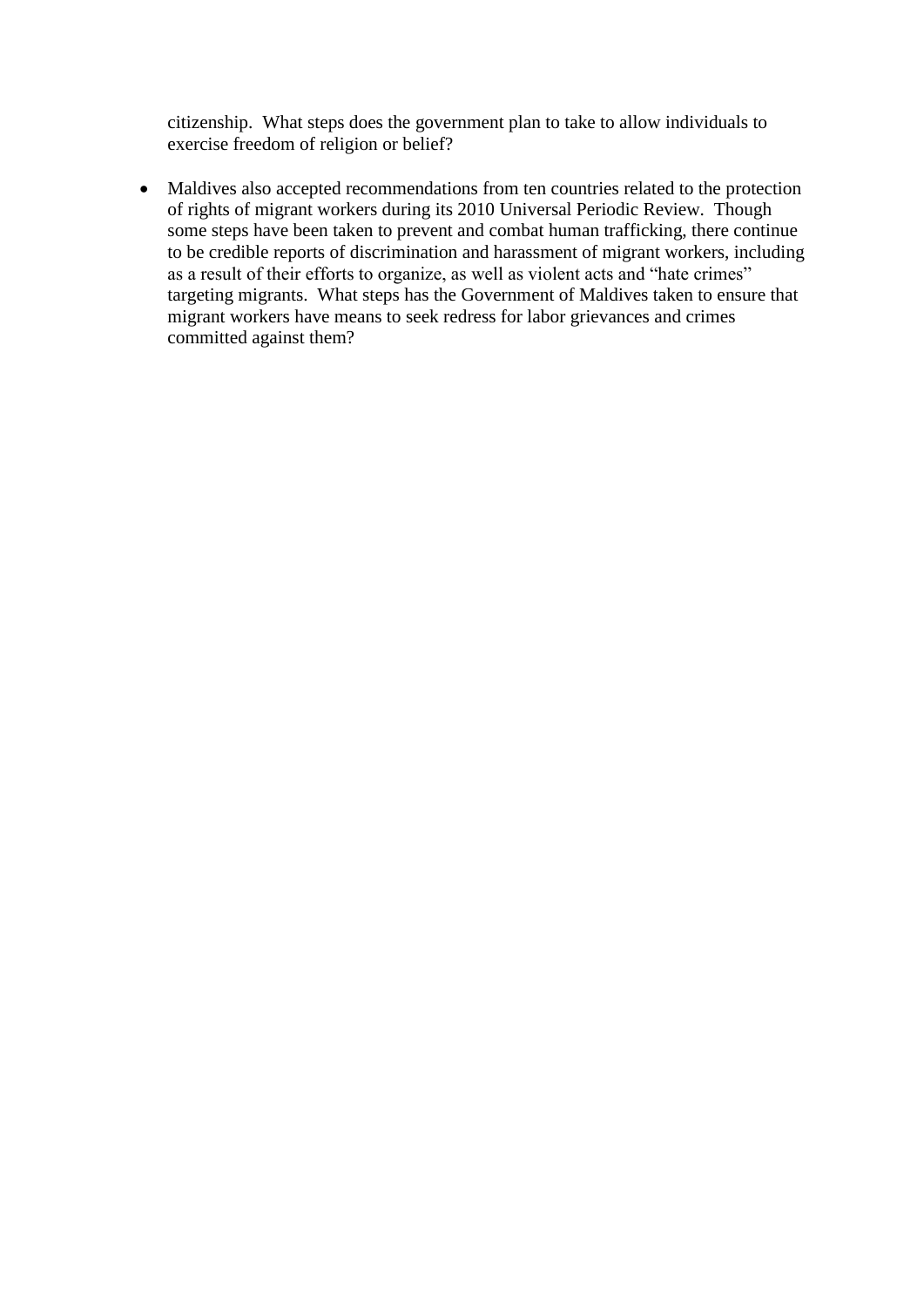citizenship. What steps does the government plan to take to allow individuals to exercise freedom of religion or belief?

- Maldives also accepted recommendations from ten countries related to the protection of rights of migrant workers during its 2010 Universal Periodic Review. Though some steps have been taken to prevent and combat human trafficking, there continue to be credible reports of discrimination and harassment of migrant workers, including as a result of their efforts to organize, as well as violent acts and "hate crimes" targeting migrants. What steps has the Government of Maldives taken to ensure that migrant workers have means to seek redress for labor grievances and crimes committed against them?